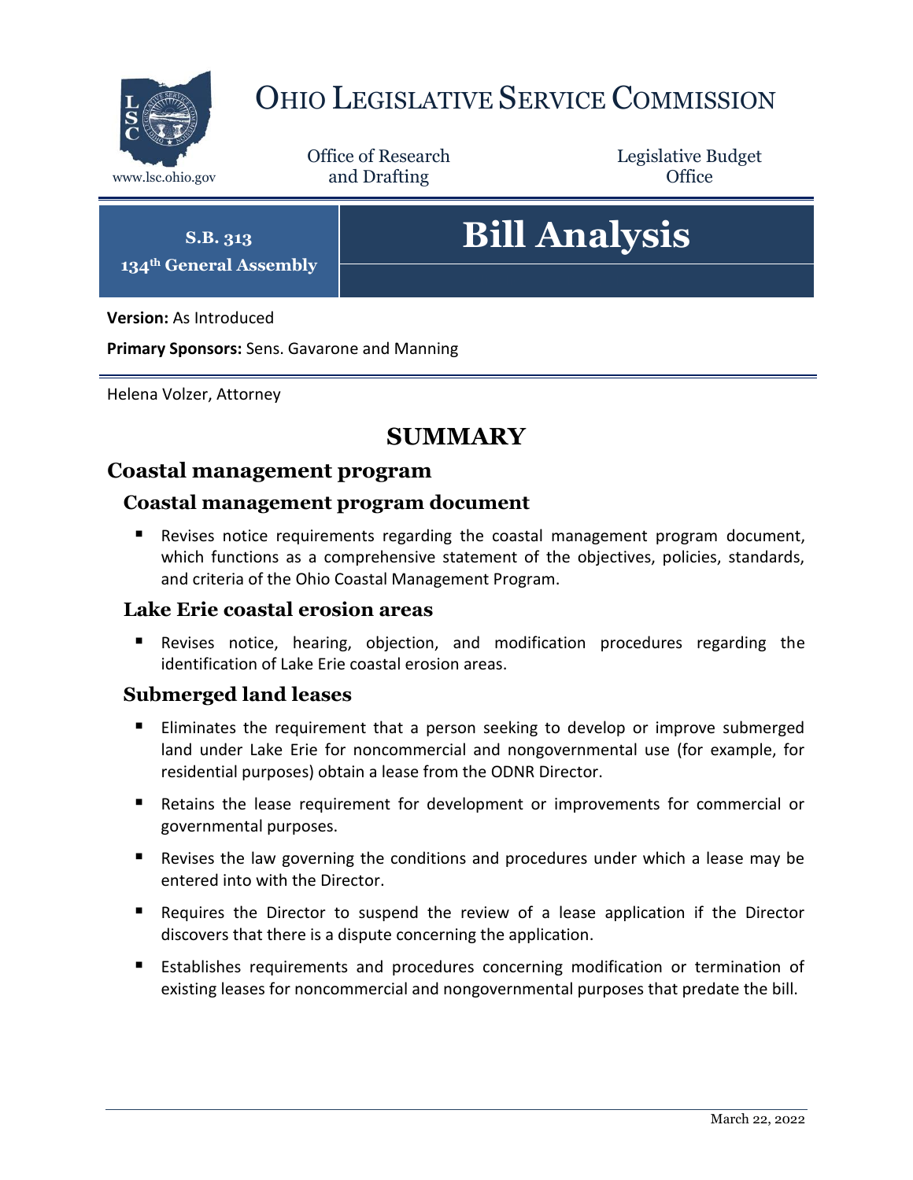# Ohio Legislative Service Commission

www.lsc.ohio.gov

Office of Research and Drafting

Legislative Budget Office

**S.B. 313**
**134th General Assembly**

# Bill Analysis

**Version:** As Introduced

**Primary Sponsors:** Sens. Gavarone and Manning

Helena Volzer, Attorney

## SUMMARY

## Coastal management program

### Coastal management program document

- Revises notice requirements regarding the coastal management program document, which functions as a comprehensive statement of the objectives, policies, standards, and criteria of the Ohio Coastal Management Program.

### Lake Erie coastal erosion areas

- Revises notice, hearing, objection, and modification procedures regarding the identification of Lake Erie coastal erosion areas.

### Submerged land leases

- Eliminates the requirement that a person seeking to develop or improve submerged land under Lake Erie for noncommercial and nongovernmental use (for example, for residential purposes) obtain a lease from the ODNR Director.
- Retains the lease requirement for development or improvements for commercial or governmental purposes.
- Revises the law governing the conditions and procedures under which a lease may be entered into with the Director.
- Requires the Director to suspend the review of a lease application if the Director discovers that there is a dispute concerning the application.
- Establishes requirements and procedures concerning modification or termination of existing leases for noncommercial and nongovernmental purposes that predate the bill.

March 22, 2022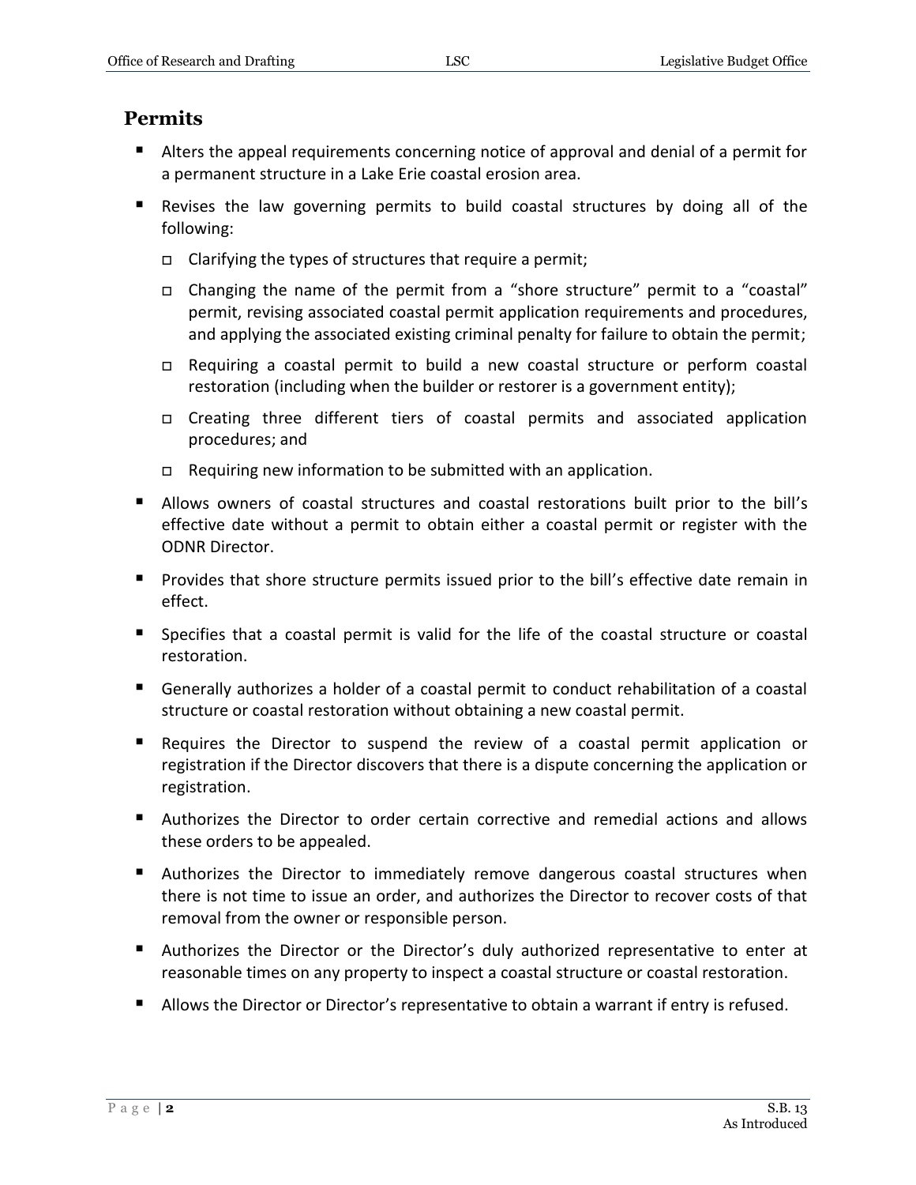## Permits

- Alters the appeal requirements concerning notice of approval and denial of a permit for a permanent structure in a Lake Erie coastal erosion area.
- Revises the law governing permits to build coastal structures by doing all of the following:
  - Clarifying the types of structures that require a permit;
  - Changing the name of the permit from a "shore structure" permit to a "coastal" permit, revising associated coastal permit application requirements and procedures, and applying the associated existing criminal penalty for failure to obtain the permit;
  - Requiring a coastal permit to build a new coastal structure or perform coastal restoration (including when the builder or restorer is a government entity);
  - Creating three different tiers of coastal permits and associated application procedures; and
  - Requiring new information to be submitted with an application.
- Allows owners of coastal structures and coastal restorations built prior to the bill's effective date without a permit to obtain either a coastal permit or register with the ODNR Director.
- Provides that shore structure permits issued prior to the bill's effective date remain in effect.
- Specifies that a coastal permit is valid for the life of the coastal structure or coastal restoration.
- Generally authorizes a holder of a coastal permit to conduct rehabilitation of a coastal structure or coastal restoration without obtaining a new coastal permit.
- Requires the Director to suspend the review of a coastal permit application or registration if the Director discovers that there is a dispute concerning the application or registration.
- Authorizes the Director to order certain corrective and remedial actions and allows these orders to be appealed.
- Authorizes the Director to immediately remove dangerous coastal structures when there is not time to issue an order, and authorizes the Director to recover costs of that removal from the owner or responsible person.
- Authorizes the Director or the Director's duly authorized representative to enter at reasonable times on any property to inspect a coastal structure or coastal restoration.
- Allows the Director or Director's representative to obtain a warrant if entry is refused.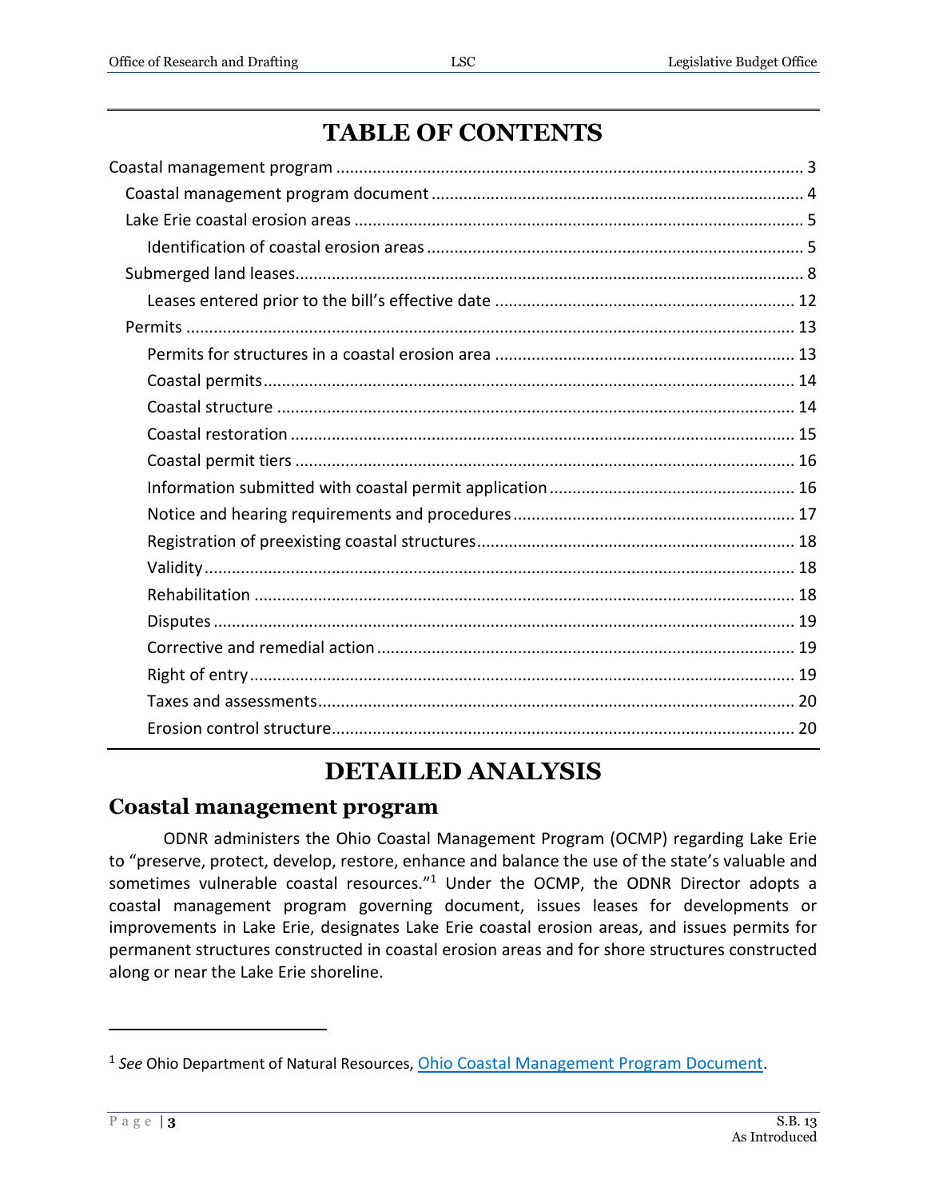# TABLE OF CONTENTS

- Coastal management program ..... 3
  - Coastal management program document ..... 4
  - Lake Erie coastal erosion areas ..... 5
    - Identification of coastal erosion areas ..... 5
  - Submerged land leases ..... 8
    - Leases entered prior to the bill's effective date ..... 12
  - Permits ..... 13
    - Permits for structures in a coastal erosion area ..... 13
    - Coastal permits ..... 14
    - Coastal structure ..... 14
    - Coastal restoration ..... 15
    - Coastal permit tiers ..... 16
    - Information submitted with coastal permit application ..... 16
    - Notice and hearing requirements and procedures ..... 17
    - Registration of preexisting coastal structures ..... 18
    - Validity ..... 18
    - Rehabilitation ..... 18
    - Disputes ..... 19
    - Corrective and remedial action ..... 19
    - Right of entry ..... 19
    - Taxes and assessments ..... 20
    - Erosion control structure ..... 20

# DETAILED ANALYSIS

## Coastal management program

ODNR administers the Ohio Coastal Management Program (OCMP) regarding Lake Erie to "preserve, protect, develop, restore, enhance and balance the use of the state's valuable and sometimes vulnerable coastal resources."[1] Under the OCMP, the ODNR Director adopts a coastal management program governing document, issues leases for developments or improvements in Lake Erie, designates Lake Erie coastal erosion areas, and issues permits for permanent structures constructed in coastal erosion areas and for shore structures constructed along or near the Lake Erie shoreline.

---

[1] *See* Ohio Department of Natural Resources, Ohio Coastal Management Program Document.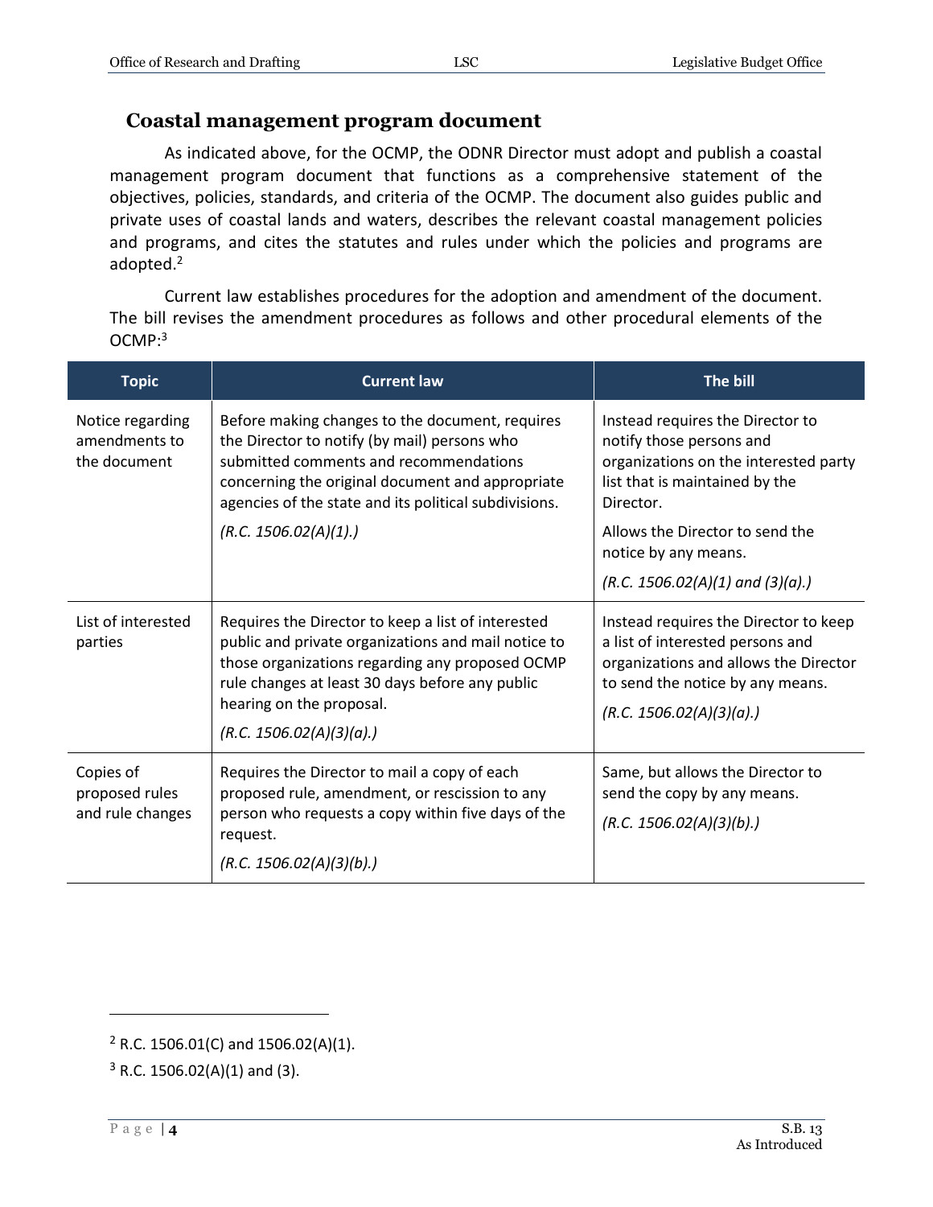## Coastal management program document

As indicated above, for the OCMP, the ODNR Director must adopt and publish a coastal management program document that functions as a comprehensive statement of the objectives, policies, standards, and criteria of the OCMP. The document also guides public and private uses of coastal lands and waters, describes the relevant coastal management policies and programs, and cites the statutes and rules under which the policies and programs are adopted.[2]

Current law establishes procedures for the adoption and amendment of the document. The bill revises the amendment procedures as follows and other procedural elements of the OCMP:[3]

| Topic | Current law | The bill |
|---|---|---|
| Notice regarding amendments to the document | Before making changes to the document, requires the Director to notify (by mail) persons who submitted comments and recommendations concerning the original document and appropriate agencies of the state and its political subdivisions.<br><br>*(R.C. 1506.02(A)(1).)* | Instead requires the Director to notify those persons and organizations on the interested party list that is maintained by the Director.<br><br>Allows the Director to send the notice by any means.<br><br>*(R.C. 1506.02(A)(1) and (3)(a).)* |
| List of interested parties | Requires the Director to keep a list of interested public and private organizations and mail notice to those organizations regarding any proposed OCMP rule changes at least 30 days before any public hearing on the proposal.<br><br>*(R.C. 1506.02(A)(3)(a).)* | Instead requires the Director to keep a list of interested persons and organizations and allows the Director to send the notice by any means.<br><br>*(R.C. 1506.02(A)(3)(a).)* |
| Copies of proposed rules and rule changes | Requires the Director to mail a copy of each proposed rule, amendment, or rescission to any person who requests a copy within five days of the request.<br><br>*(R.C. 1506.02(A)(3)(b).)* | Same, but allows the Director to send the copy by any means.<br><br>*(R.C. 1506.02(A)(3)(b).)* |

[2] R.C. 1506.01(C) and 1506.02(A)(1).

[3] R.C. 1506.02(A)(1) and (3).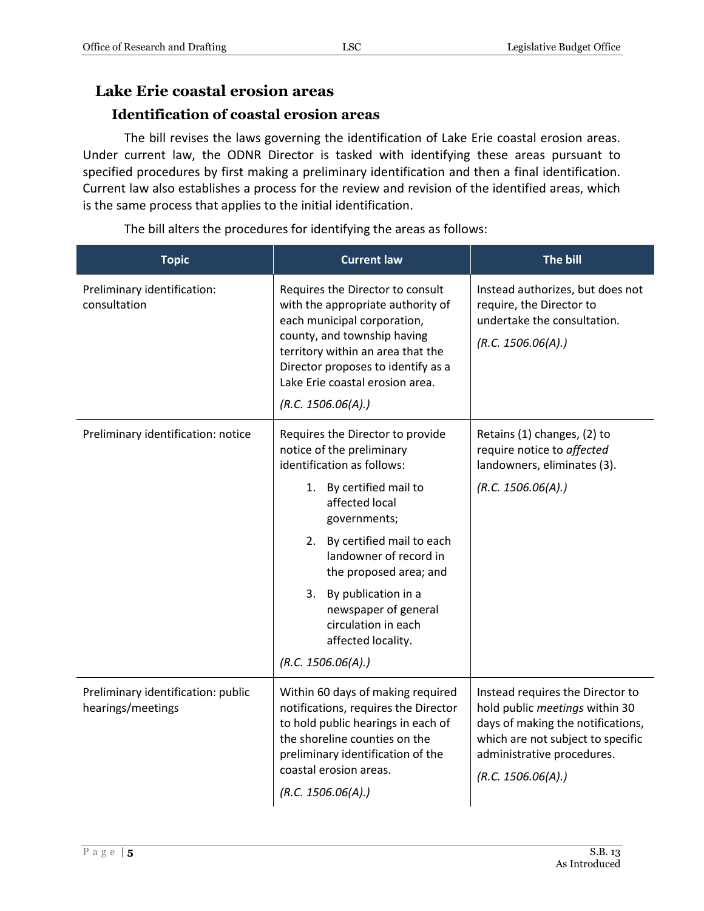## Lake Erie coastal erosion areas

### Identification of coastal erosion areas

The bill revises the laws governing the identification of Lake Erie coastal erosion areas. Under current law, the ODNR Director is tasked with identifying these areas pursuant to specified procedures by first making a preliminary identification and then a final identification. Current law also establishes a process for the review and revision of the identified areas, which is the same process that applies to the initial identification.

The bill alters the procedures for identifying the areas as follows:

| Topic | Current law | The bill |
|---|---|---|
| Preliminary identification: consultation | Requires the Director to consult with the appropriate authority of each municipal corporation, county, and township having territory within an area that the Director proposes to identify as a Lake Erie coastal erosion area.<br><br>*(R.C. 1506.06(A).)* | Instead authorizes, but does not require, the Director to undertake the consultation.<br><br>*(R.C. 1506.06(A).)* |
| Preliminary identification: notice | Requires the Director to provide notice of the preliminary identification as follows:<br><br>1. By certified mail to affected local governments;<br>2. By certified mail to each landowner of record in the proposed area; and<br>3. By publication in a newspaper of general circulation in each affected locality.<br><br>*(R.C. 1506.06(A).)* | Retains (1) changes, (2) to require notice to *affected* landowners, eliminates (3).<br><br>*(R.C. 1506.06(A).)* |
| Preliminary identification: public hearings/meetings | Within 60 days of making required notifications, requires the Director to hold public hearings in each of the shoreline counties on the preliminary identification of the coastal erosion areas.<br><br>*(R.C. 1506.06(A).)* | Instead requires the Director to hold public *meetings* within 30 days of making the notifications, which are not subject to specific administrative procedures.<br><br>*(R.C. 1506.06(A).)* |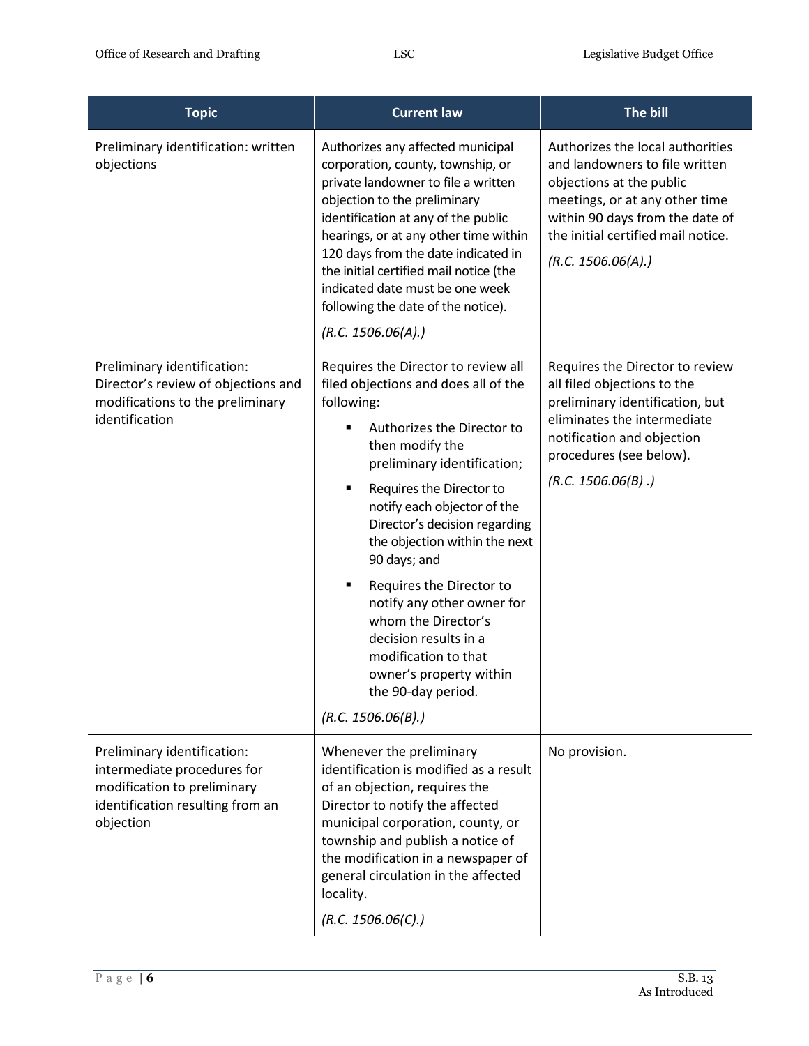| Topic | Current law | The bill |
|---|---|---|
| Preliminary identification: written objections | Authorizes any affected municipal corporation, county, township, or private landowner to file a written objection to the preliminary identification at any of the public hearings, or at any other time within 120 days from the date indicated in the initial certified mail notice (the indicated date must be one week following the date of the notice).<br><br>*(R.C. 1506.06(A).)* | Authorizes the local authorities and landowners to file written objections at the public meetings, or at any other time within 90 days from the date of the initial certified mail notice.<br><br>*(R.C. 1506.06(A).)* |
| Preliminary identification: Director's review of objections and modifications to the preliminary identification | Requires the Director to review all filed objections and does all of the following:<br>▪ Authorizes the Director to then modify the preliminary identification;<br>▪ Requires the Director to notify each objector of the Director's decision regarding the objection within the next 90 days; and<br>▪ Requires the Director to notify any other owner for whom the Director's decision results in a modification to that owner's property within the 90-day period.<br><br>*(R.C. 1506.06(B).)* | Requires the Director to review all filed objections to the preliminary identification, but eliminates the intermediate notification and objection procedures (see below).<br><br>*(R.C. 1506.06(B) .)* |
| Preliminary identification: intermediate procedures for modification to preliminary identification resulting from an objection | Whenever the preliminary identification is modified as a result of an objection, requires the Director to notify the affected municipal corporation, county, or township and publish a notice of the modification in a newspaper of general circulation in the affected locality.<br><br>*(R.C. 1506.06(C).)* | No provision. |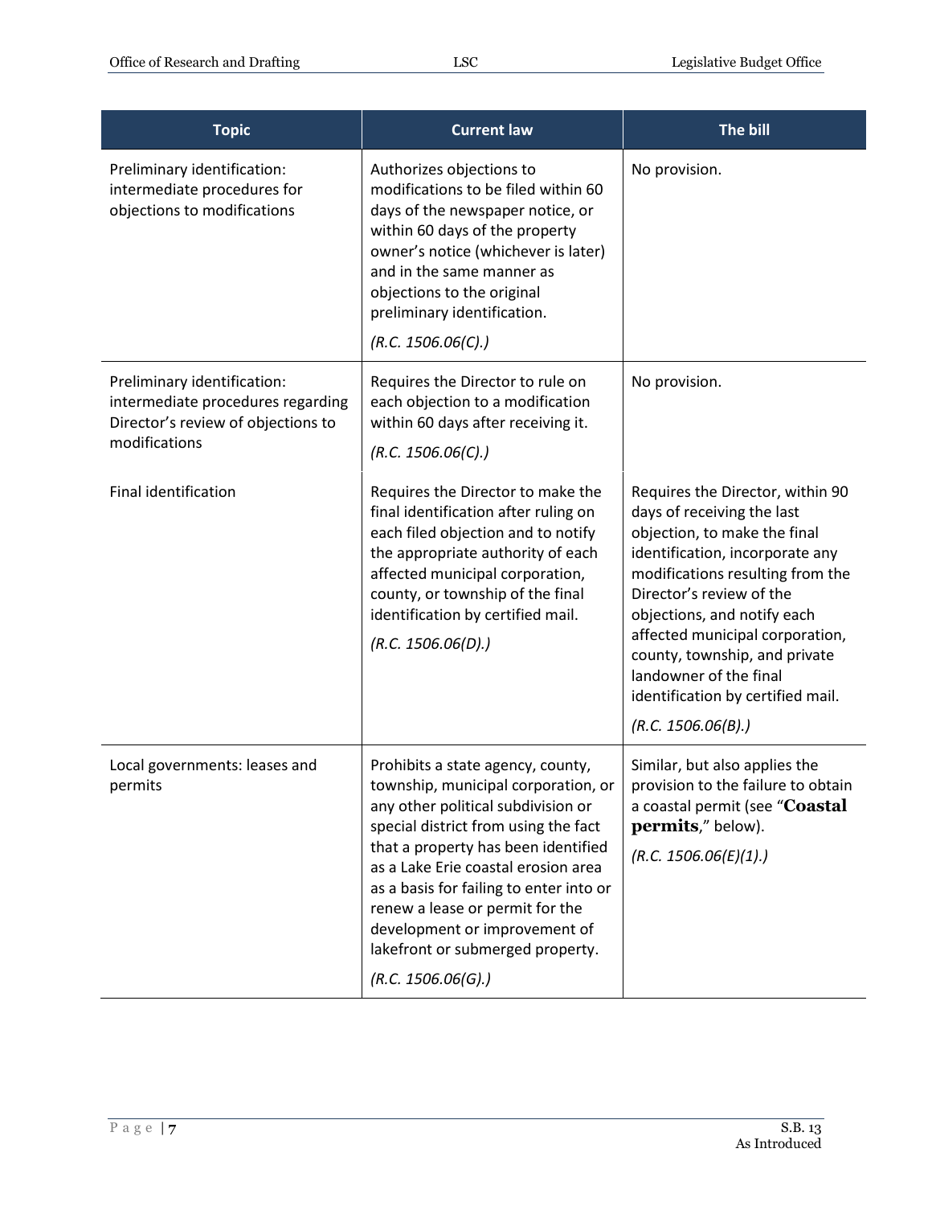| Topic | Current law | The bill |
|---|---|---|
| Preliminary identification: intermediate procedures for objections to modifications | Authorizes objections to modifications to be filed within 60 days of the newspaper notice, or within 60 days of the property owner's notice (whichever is later) and in the same manner as objections to the original preliminary identification. *(R.C. 1506.06(C).)* | No provision. |
| Preliminary identification: intermediate procedures regarding Director's review of objections to modifications | Requires the Director to rule on each objection to a modification within 60 days after receiving it. *(R.C. 1506.06(C).)* | No provision. |
| Final identification | Requires the Director to make the final identification after ruling on each filed objection and to notify the appropriate authority of each affected municipal corporation, county, or township of the final identification by certified mail. *(R.C. 1506.06(D).)* | Requires the Director, within 90 days of receiving the last objection, to make the final identification, incorporate any modifications resulting from the Director's review of the objections, and notify each affected municipal corporation, county, township, and private landowner of the final identification by certified mail. *(R.C. 1506.06(B).)* |
| Local governments: leases and permits | Prohibits a state agency, county, township, municipal corporation, or any other political subdivision or special district from using the fact that a property has been identified as a Lake Erie coastal erosion area as a basis for failing to enter into or renew a lease or permit for the development or improvement of lakefront or submerged property. *(R.C. 1506.06(G).)* | Similar, but also applies the provision to the failure to obtain a coastal permit (see "**Coastal permits**," below). *(R.C. 1506.06(E)(1).)* |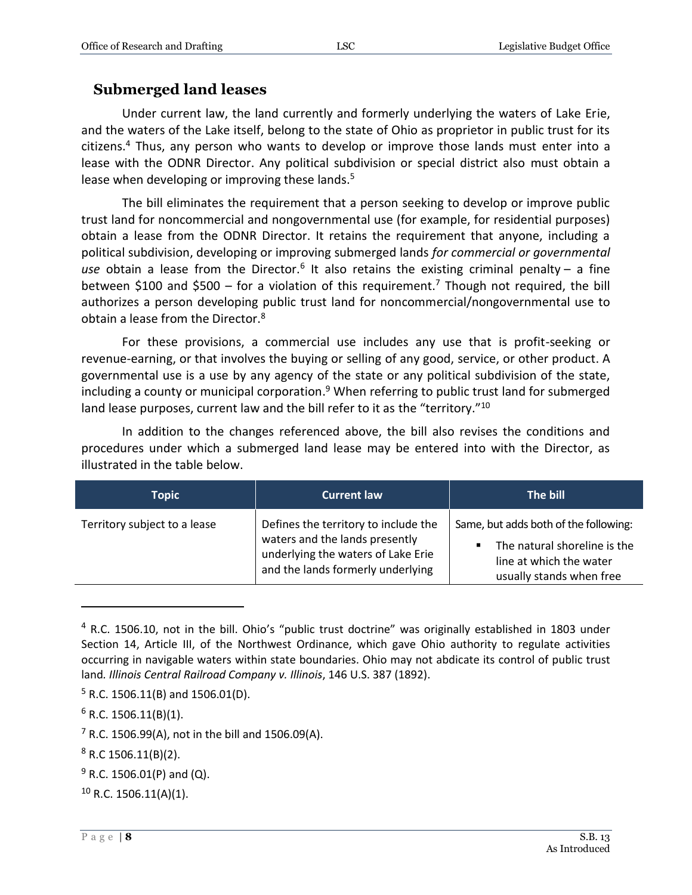## Submerged land leases

Under current law, the land currently and formerly underlying the waters of Lake Erie, and the waters of the Lake itself, belong to the state of Ohio as proprietor in public trust for its citizens.[4] Thus, any person who wants to develop or improve those lands must enter into a lease with the ODNR Director. Any political subdivision or special district also must obtain a lease when developing or improving these lands.[5]

The bill eliminates the requirement that a person seeking to develop or improve public trust land for noncommercial and nongovernmental use (for example, for residential purposes) obtain a lease from the ODNR Director. It retains the requirement that anyone, including a political subdivision, developing or improving submerged lands *for commercial or governmental use* obtain a lease from the Director.[6] It also retains the existing criminal penalty – a fine between $100 and $500 – for a violation of this requirement.[7] Though not required, the bill authorizes a person developing public trust land for noncommercial/nongovernmental use to obtain a lease from the Director.[8]

For these provisions, a commercial use includes any use that is profit-seeking or revenue-earning, or that involves the buying or selling of any good, service, or other product. A governmental use is a use by any agency of the state or any political subdivision of the state, including a county or municipal corporation.[9] When referring to public trust land for submerged land lease purposes, current law and the bill refer to it as the "territory."[10]

In addition to the changes referenced above, the bill also revises the conditions and procedures under which a submerged land lease may be entered into with the Director, as illustrated in the table below.

| Topic | Current law | The bill |
|---|---|---|
| Territory subject to a lease | Defines the territory to include the waters and the lands presently underlying the waters of Lake Erie and the lands formerly underlying | Same, but adds both of the following:<br>▪ The natural shoreline is the line at which the water usually stands when free |

---

[4] R.C. 1506.10, not in the bill. Ohio's "public trust doctrine" was originally established in 1803 under Section 14, Article III, of the Northwest Ordinance, which gave Ohio authority to regulate activities occurring in navigable waters within state boundaries. Ohio may not abdicate its control of public trust land. *Illinois Central Railroad Company v. Illinois*, 146 U.S. 387 (1892).

[5] R.C. 1506.11(B) and 1506.01(D).

[6] R.C. 1506.11(B)(1).

[7] R.C. 1506.99(A), not in the bill and 1506.09(A).

[8] R.C 1506.11(B)(2).

[9] R.C. 1506.01(P) and (Q).

[10] R.C. 1506.11(A)(1).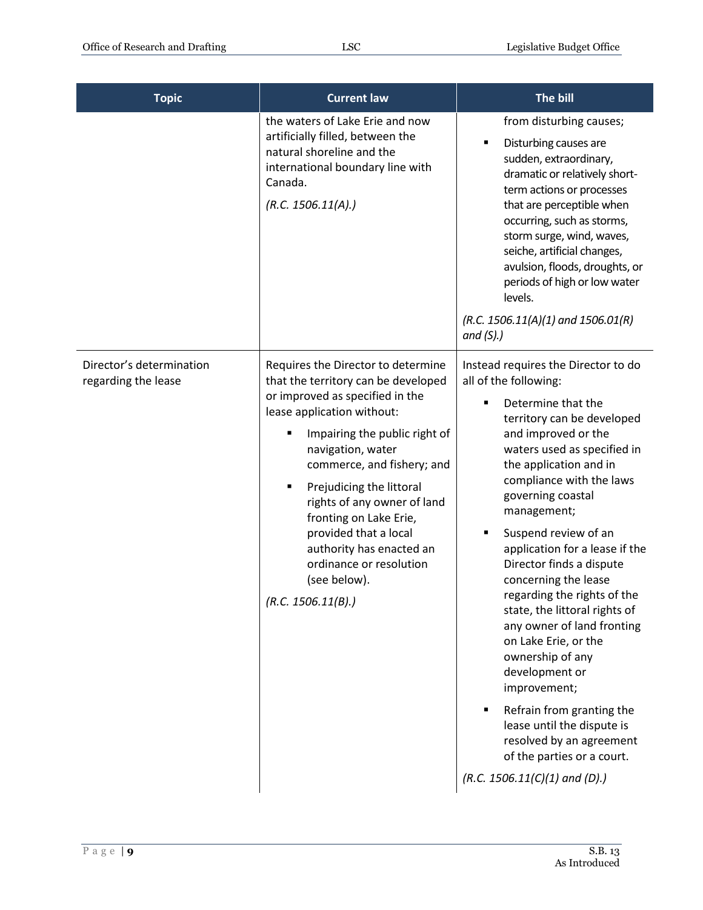| Topic | Current law | The bill |
|---|---|---|
| | the waters of Lake Erie and now artificially filled, between the natural shoreline and the international boundary line with Canada.<br><br>*(R.C. 1506.11(A).)* | from disturbing causes;<br><br>▪ Disturbing causes are sudden, extraordinary, dramatic or relatively short-term actions or processes that are perceptible when occurring, such as storms, storm surge, wind, waves, seiche, artificial changes, avulsion, floods, droughts, or periods of high or low water levels.<br><br>*(R.C. 1506.11(A)(1) and 1506.01(R) and (S).)* |
| Director's determination regarding the lease | Requires the Director to determine that the territory can be developed or improved as specified in the lease application without:<br><br>▪ Impairing the public right of navigation, water commerce, and fishery; and<br><br>▪ Prejudicing the littoral rights of any owner of land fronting on Lake Erie, provided that a local authority has enacted an ordinance or resolution (see below).<br><br>*(R.C. 1506.11(B).)* | Instead requires the Director to do all of the following:<br><br>▪ Determine that the territory can be developed and improved or the waters used as specified in the application and in compliance with the laws governing coastal management;<br><br>▪ Suspend review of an application for a lease if the Director finds a dispute concerning the lease regarding the rights of the state, the littoral rights of any owner of land fronting on Lake Erie, or the ownership of any development or improvement;<br><br>▪ Refrain from granting the lease until the dispute is resolved by an agreement of the parties or a court.<br><br>*(R.C. 1506.11(C)(1) and (D).)* |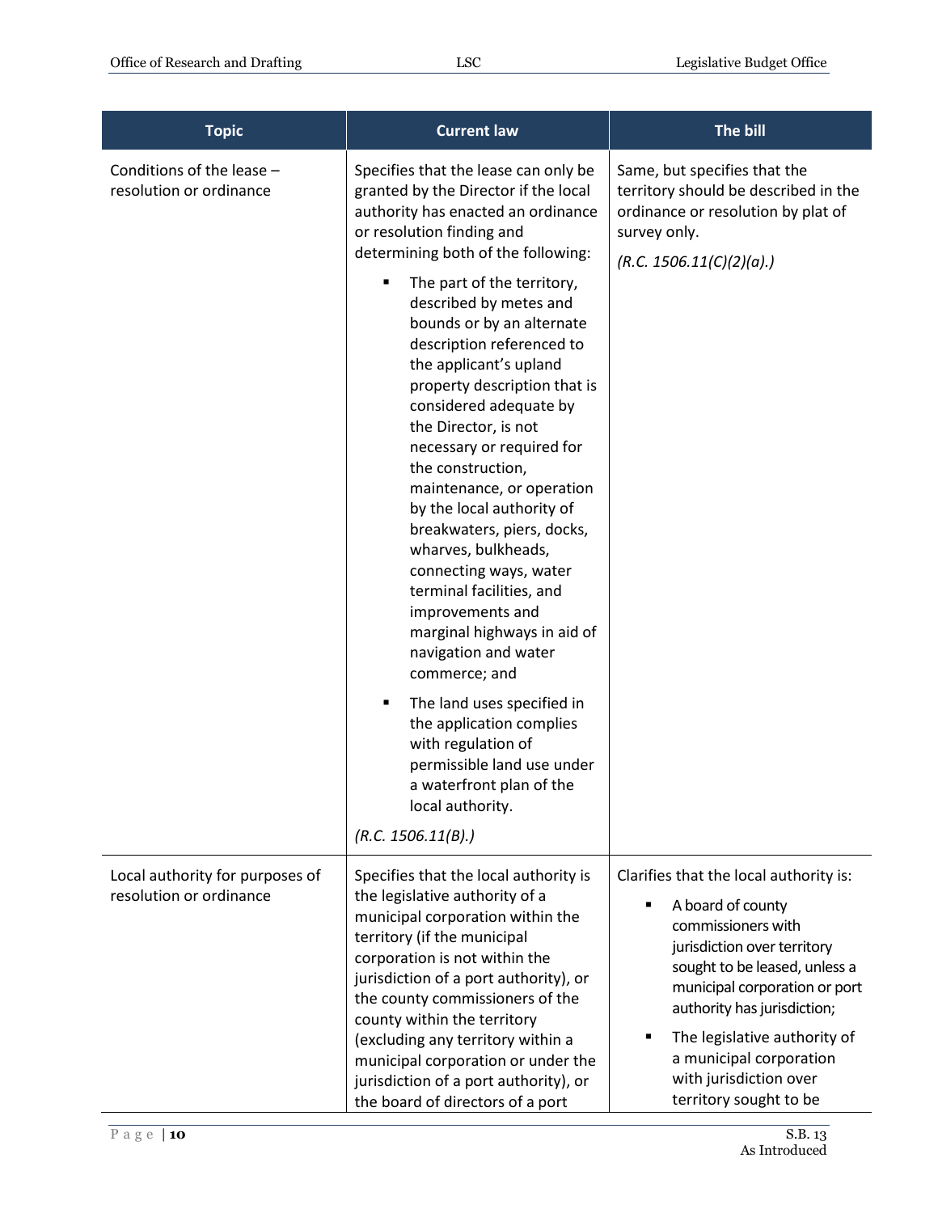| Topic | Current law | The bill |
|---|---|---|
| Conditions of the lease – resolution or ordinance | Specifies that the lease can only be granted by the Director if the local authority has enacted an ordinance or resolution finding and determining both of the following:<br>▪ The part of the territory, described by metes and bounds or by an alternate description referenced to the applicant's upland property description that is considered adequate by the Director, is not necessary or required for the construction, maintenance, or operation by the local authority of breakwaters, piers, docks, wharves, bulkheads, connecting ways, water terminal facilities, and improvements and marginal highways in aid of navigation and water commerce; and<br>▪ The land uses specified in the application complies with regulation of permissible land use under a waterfront plan of the local authority.<br>*(R.C. 1506.11(B).)* | Same, but specifies that the territory should be described in the ordinance or resolution by plat of survey only.<br>*(R.C. 1506.11(C)(2)(a).)* |
| Local authority for purposes of resolution or ordinance | Specifies that the local authority is the legislative authority of a municipal corporation within the territory (if the municipal corporation is not within the jurisdiction of a port authority), or the county commissioners of the county within the territory (excluding any territory within a municipal corporation or under the jurisdiction of a port authority), or the board of directors of a port | Clarifies that the local authority is:<br>▪ A board of county commissioners with jurisdiction over territory sought to be leased, unless a municipal corporation or port authority has jurisdiction;<br>▪ The legislative authority of a municipal corporation with jurisdiction over territory sought to be |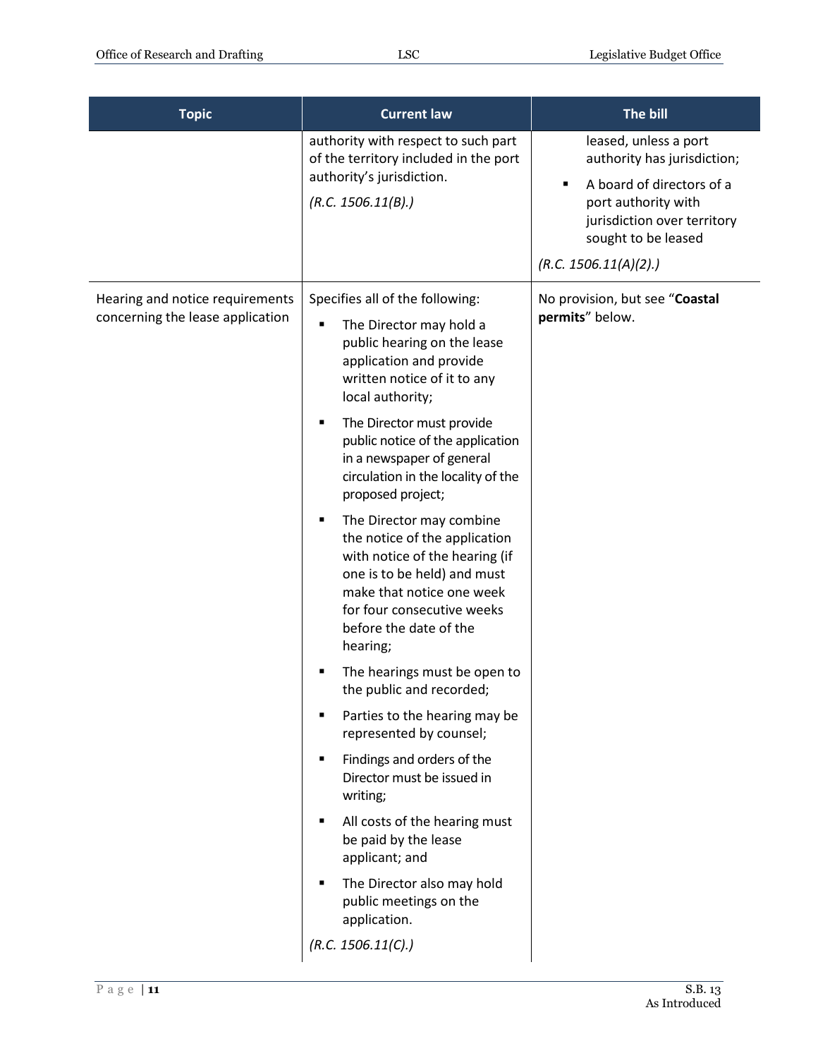| Topic | Current law | The bill |
|---|---|---|
| | authority with respect to such part of the territory included in the port authority's jurisdiction. *(R.C. 1506.11(B).)* | leased, unless a port authority has jurisdiction; ▪ A board of directors of a port authority with jurisdiction over territory sought to be leased *(R.C. 1506.11(A)(2).)* |
| Hearing and notice requirements concerning the lease application | Specifies all of the following: ▪ The Director may hold a public hearing on the lease application and provide written notice of it to any local authority; ▪ The Director must provide public notice of the application in a newspaper of general circulation in the locality of the proposed project; ▪ The Director may combine the notice of the application with notice of the hearing (if one is to be held) and must make that notice one week for four consecutive weeks before the date of the hearing; ▪ The hearings must be open to the public and recorded; ▪ Parties to the hearing may be represented by counsel; ▪ Findings and orders of the Director must be issued in writing; ▪ All costs of the hearing must be paid by the lease applicant; and ▪ The Director also may hold public meetings on the application. *(R.C. 1506.11(C).)* | No provision, but see "**Coastal permits**" below. |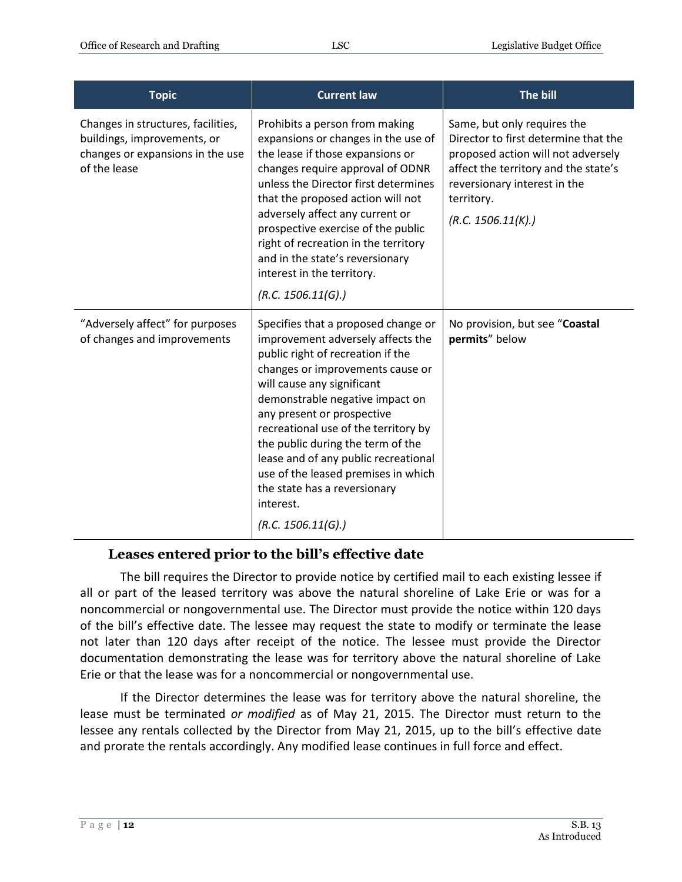| Topic | Current law | The bill |
|---|---|---|
| Changes in structures, facilities, buildings, improvements, or changes or expansions in the use of the lease | Prohibits a person from making expansions or changes in the use of the lease if those expansions or changes require approval of ODNR unless the Director first determines that the proposed action will not adversely affect any current or prospective exercise of the public right of recreation in the territory and in the state's reversionary interest in the territory. *(R.C. 1506.11(G).)* | Same, but only requires the Director to first determine that the proposed action will not adversely affect the territory and the state's reversionary interest in the territory. *(R.C. 1506.11(K).)* |
| "Adversely affect" for purposes of changes and improvements | Specifies that a proposed change or improvement adversely affects the public right of recreation if the changes or improvements cause or will cause any significant demonstrable negative impact on any present or prospective recreational use of the territory by the public during the term of the lease and of any public recreational use of the leased premises in which the state has a reversionary interest. *(R.C. 1506.11(G).)* | No provision, but see "**Coastal permits**" below |

### Leases entered prior to the bill's effective date

The bill requires the Director to provide notice by certified mail to each existing lessee if all or part of the leased territory was above the natural shoreline of Lake Erie or was for a noncommercial or nongovernmental use. The Director must provide the notice within 120 days of the bill's effective date. The lessee may request the state to modify or terminate the lease not later than 120 days after receipt of the notice. The lessee must provide the Director documentation demonstrating the lease was for territory above the natural shoreline of Lake Erie or that the lease was for a noncommercial or nongovernmental use.

If the Director determines the lease was for territory above the natural shoreline, the lease must be terminated *or modified* as of May 21, 2015. The Director must return to the lessee any rentals collected by the Director from May 21, 2015, up to the bill's effective date and prorate the rentals accordingly. Any modified lease continues in full force and effect.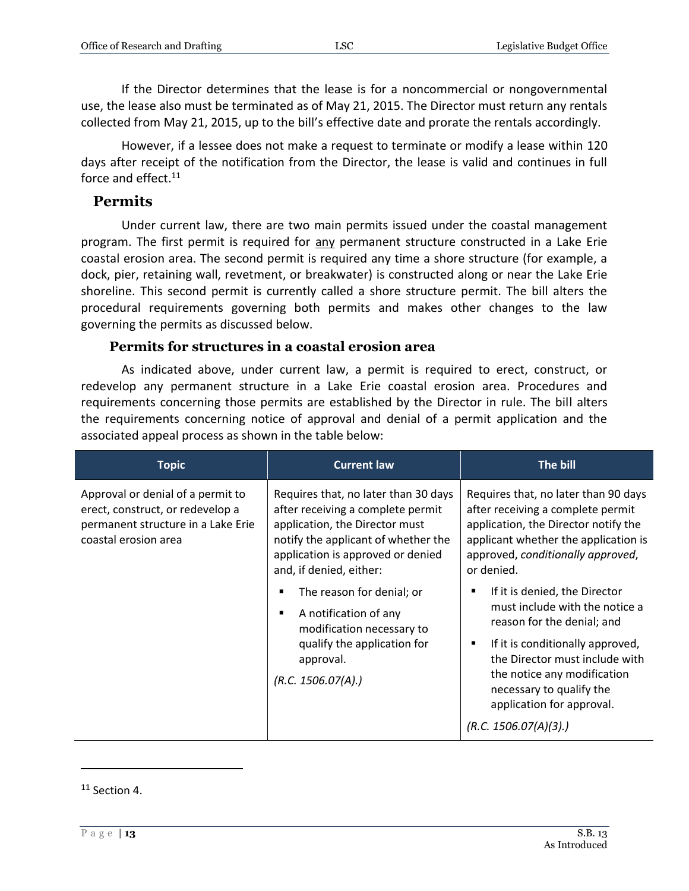If the Director determines that the lease is for a noncommercial or nongovernmental use, the lease also must be terminated as of May 21, 2015. The Director must return any rentals collected from May 21, 2015, up to the bill's effective date and prorate the rentals accordingly.

However, if a lessee does not make a request to terminate or modify a lease within 120 days after receipt of the notification from the Director, the lease is valid and continues in full force and effect.[11]

## Permits

Under current law, there are two main permits issued under the coastal management program. The first permit is required for any permanent structure constructed in a Lake Erie coastal erosion area. The second permit is required any time a shore structure (for example, a dock, pier, retaining wall, revetment, or breakwater) is constructed along or near the Lake Erie shoreline. This second permit is currently called a shore structure permit. The bill alters the procedural requirements governing both permits and makes other changes to the law governing the permits as discussed below.

### Permits for structures in a coastal erosion area

As indicated above, under current law, a permit is required to erect, construct, or redevelop any permanent structure in a Lake Erie coastal erosion area. Procedures and requirements concerning those permits are established by the Director in rule. The bill alters the requirements concerning notice of approval and denial of a permit application and the associated appeal process as shown in the table below:

| Topic | Current law | The bill |
|---|---|---|
| Approval or denial of a permit to erect, construct, or redevelop a permanent structure in a Lake Erie coastal erosion area | Requires that, no later than 30 days after receiving a complete permit application, the Director must notify the applicant of whether the application is approved or denied and, if denied, either:<br>▪ The reason for denial; or<br>▪ A notification of any modification necessary to qualify the application for approval.<br>*(R.C. 1506.07(A).)* | Requires that, no later than 90 days after receiving a complete permit application, the Director notify the applicant whether the application is approved, *conditionally approved*, or denied.<br>▪ If it is denied, the Director must include with the notice a reason for the denial; and<br>▪ If it is conditionally approved, the Director must include with the notice any modification necessary to qualify the application for approval.<br>*(R.C. 1506.07(A)(3).)* |

[11] Section 4.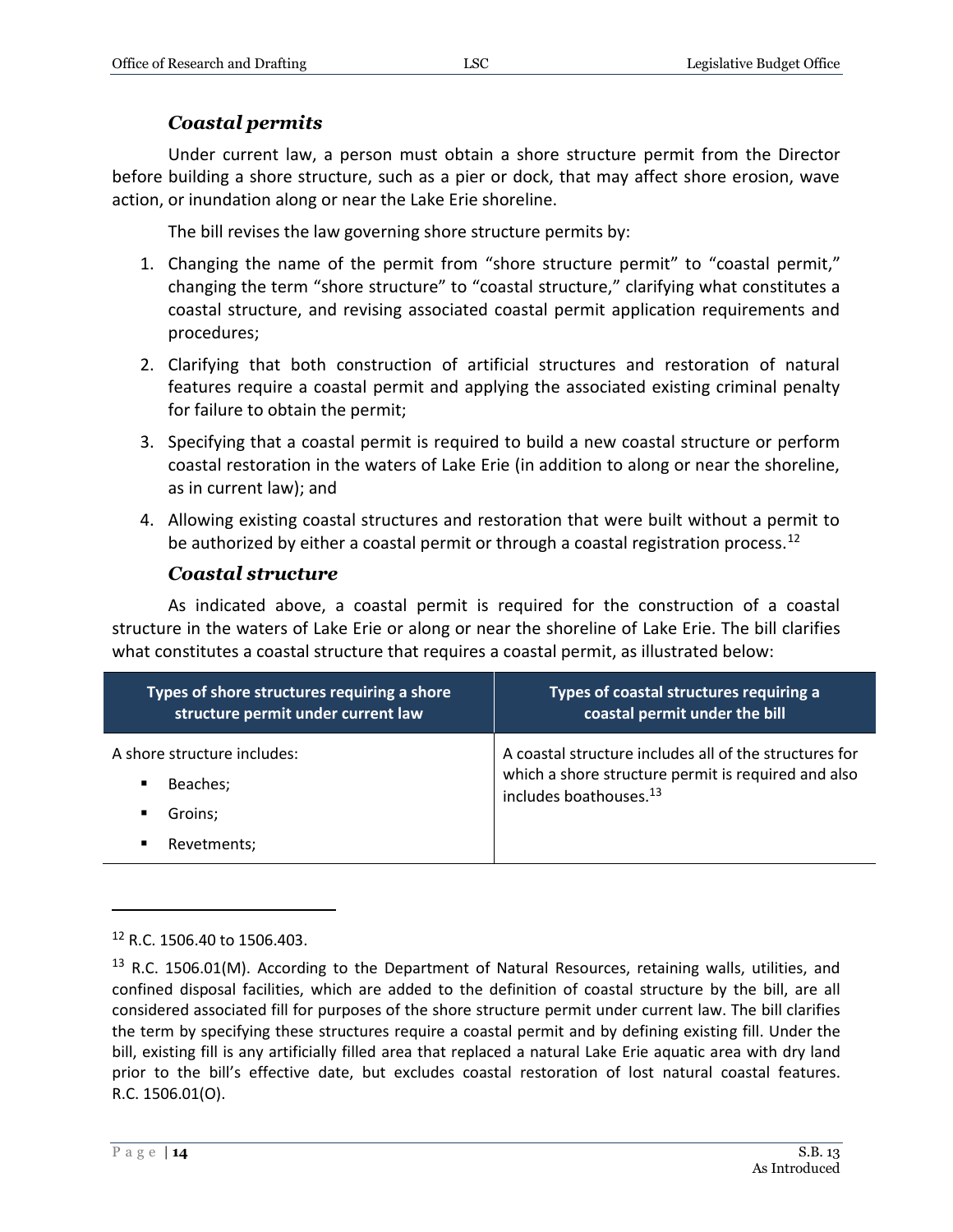### *Coastal permits*

Under current law, a person must obtain a shore structure permit from the Director before building a shore structure, such as a pier or dock, that may affect shore erosion, wave action, or inundation along or near the Lake Erie shoreline.

The bill revises the law governing shore structure permits by:

1. Changing the name of the permit from "shore structure permit" to "coastal permit," changing the term "shore structure" to "coastal structure," clarifying what constitutes a coastal structure, and revising associated coastal permit application requirements and procedures;
2. Clarifying that both construction of artificial structures and restoration of natural features require a coastal permit and applying the associated existing criminal penalty for failure to obtain the permit;
3. Specifying that a coastal permit is required to build a new coastal structure or perform coastal restoration in the waters of Lake Erie (in addition to along or near the shoreline, as in current law); and
4. Allowing existing coastal structures and restoration that were built without a permit to be authorized by either a coastal permit or through a coastal registration process.[12]

### *Coastal structure*

As indicated above, a coastal permit is required for the construction of a coastal structure in the waters of Lake Erie or along or near the shoreline of Lake Erie. The bill clarifies what constitutes a coastal structure that requires a coastal permit, as illustrated below:

| Types of shore structures requiring a shore structure permit under current law | Types of coastal structures requiring a coastal permit under the bill |
|---|---|
| A shore structure includes:<br>▪ Beaches;<br>▪ Groins;<br>▪ Revetments; | A coastal structure includes all of the structures for which a shore structure permit is required and also includes boathouses.[13] |

---

[12] R.C. 1506.40 to 1506.403.

[13] R.C. 1506.01(M). According to the Department of Natural Resources, retaining walls, utilities, and confined disposal facilities, which are added to the definition of coastal structure by the bill, are all considered associated fill for purposes of the shore structure permit under current law. The bill clarifies the term by specifying these structures require a coastal permit and by defining existing fill. Under the bill, existing fill is any artificially filled area that replaced a natural Lake Erie aquatic area with dry land prior to the bill's effective date, but excludes coastal restoration of lost natural coastal features. R.C. 1506.01(O).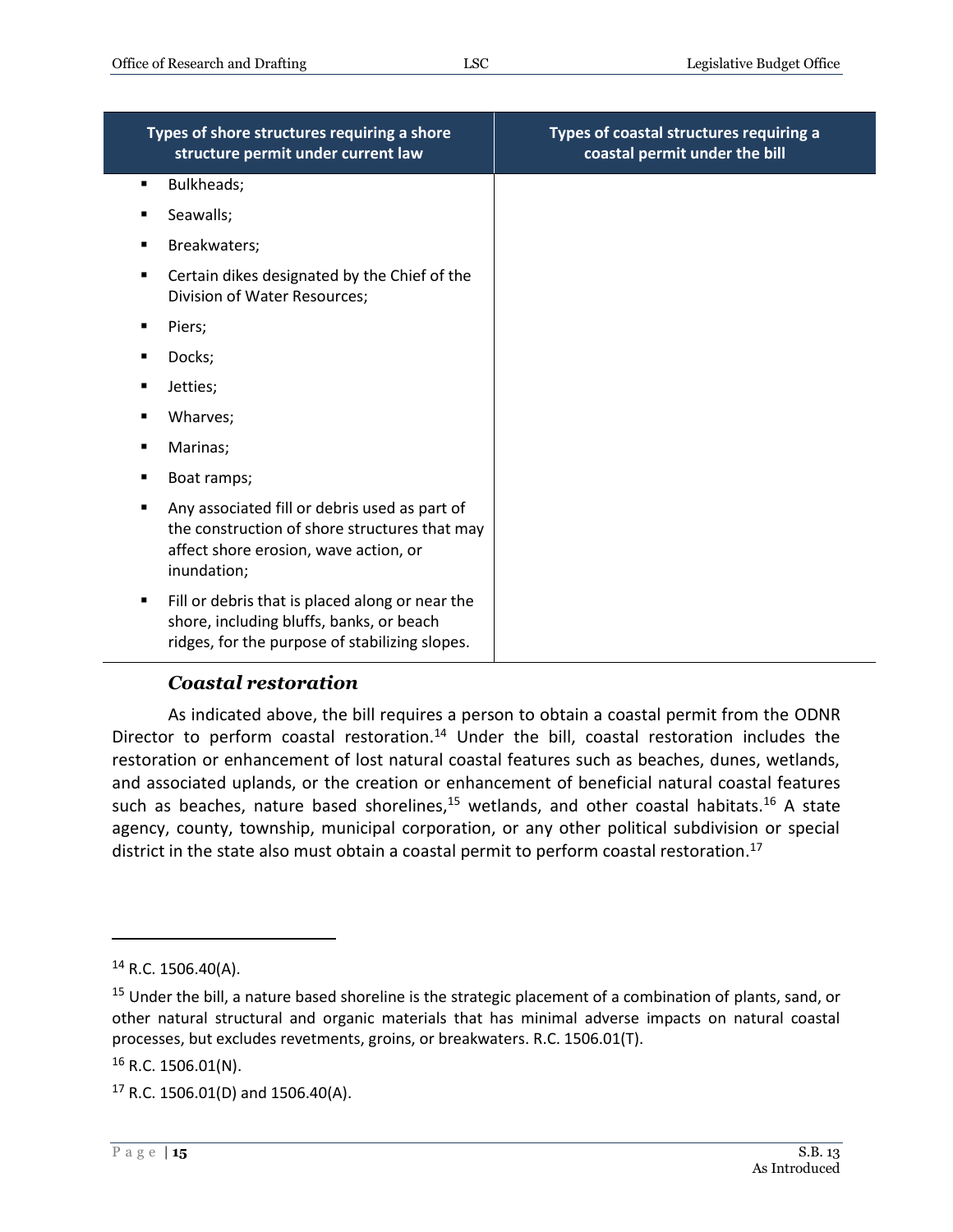| Types of shore structures requiring a shore structure permit under current law | Types of coastal structures requiring a coastal permit under the bill |
|---|---|
| ▪ Bulkheads;<br>▪ Seawalls;<br>▪ Breakwaters;<br>▪ Certain dikes designated by the Chief of the Division of Water Resources;<br>▪ Piers;<br>▪ Docks;<br>▪ Jetties;<br>▪ Wharves;<br>▪ Marinas;<br>▪ Boat ramps;<br>▪ Any associated fill or debris used as part of the construction of shore structures that may affect shore erosion, wave action, or inundation;<br>▪ Fill or debris that is placed along or near the shore, including bluffs, banks, or beach ridges, for the purpose of stabilizing slopes. | |

### *Coastal restoration*

As indicated above, the bill requires a person to obtain a coastal permit from the ODNR Director to perform coastal restoration.[14] Under the bill, coastal restoration includes the restoration or enhancement of lost natural coastal features such as beaches, dunes, wetlands, and associated uplands, or the creation or enhancement of beneficial natural coastal features such as beaches, nature based shorelines,[15] wetlands, and other coastal habitats.[16] A state agency, county, township, municipal corporation, or any other political subdivision or special district in the state also must obtain a coastal permit to perform coastal restoration.[17]

---

[14] R.C. 1506.40(A).

[15] Under the bill, a nature based shoreline is the strategic placement of a combination of plants, sand, or other natural structural and organic materials that has minimal adverse impacts on natural coastal processes, but excludes revetments, groins, or breakwaters. R.C. 1506.01(T).

[16] R.C. 1506.01(N).

[17] R.C. 1506.01(D) and 1506.40(A).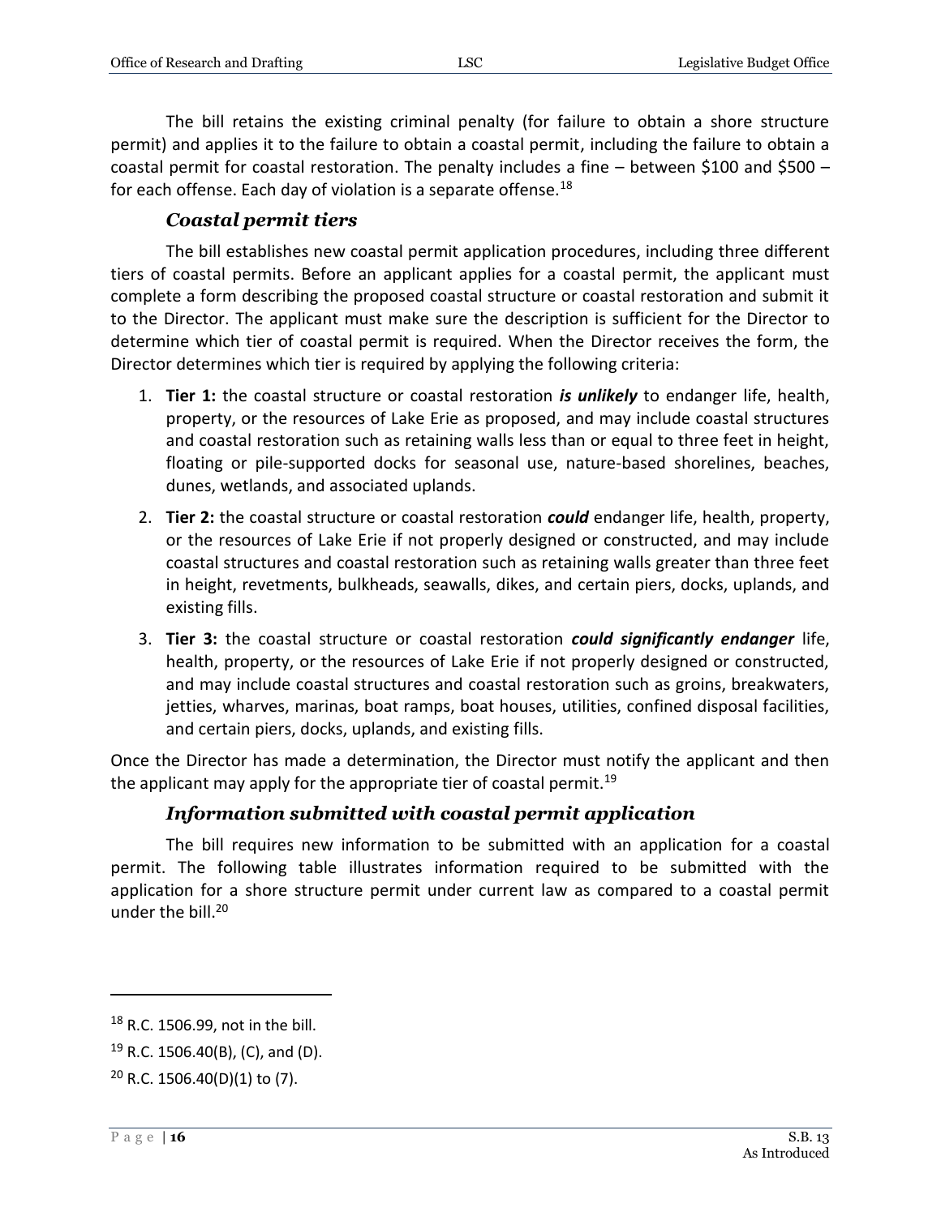The bill retains the existing criminal penalty (for failure to obtain a shore structure permit) and applies it to the failure to obtain a coastal permit, including the failure to obtain a coastal permit for coastal restoration. The penalty includes a fine – between \$100 and \$500 – for each offense. Each day of violation is a separate offense.[18]

### *Coastal permit tiers*

The bill establishes new coastal permit application procedures, including three different tiers of coastal permits. Before an applicant applies for a coastal permit, the applicant must complete a form describing the proposed coastal structure or coastal restoration and submit it to the Director. The applicant must make sure the description is sufficient for the Director to determine which tier of coastal permit is required. When the Director receives the form, the Director determines which tier is required by applying the following criteria:

1. **Tier 1:** the coastal structure or coastal restoration ***is unlikely*** to endanger life, health, property, or the resources of Lake Erie as proposed, and may include coastal structures and coastal restoration such as retaining walls less than or equal to three feet in height, floating or pile-supported docks for seasonal use, nature-based shorelines, beaches, dunes, wetlands, and associated uplands.
2. **Tier 2:** the coastal structure or coastal restoration ***could*** endanger life, health, property, or the resources of Lake Erie if not properly designed or constructed, and may include coastal structures and coastal restoration such as retaining walls greater than three feet in height, revetments, bulkheads, seawalls, dikes, and certain piers, docks, uplands, and existing fills.
3. **Tier 3:** the coastal structure or coastal restoration ***could significantly endanger*** life, health, property, or the resources of Lake Erie if not properly designed or constructed, and may include coastal structures and coastal restoration such as groins, breakwaters, jetties, wharves, marinas, boat ramps, boat houses, utilities, confined disposal facilities, and certain piers, docks, uplands, and existing fills.

Once the Director has made a determination, the Director must notify the applicant and then the applicant may apply for the appropriate tier of coastal permit.[19]

### *Information submitted with coastal permit application*

The bill requires new information to be submitted with an application for a coastal permit. The following table illustrates information required to be submitted with the application for a shore structure permit under current law as compared to a coastal permit under the bill.[20]

---

[18] R.C. 1506.99, not in the bill.

[19] R.C. 1506.40(B), (C), and (D).

[20] R.C. 1506.40(D)(1) to (7).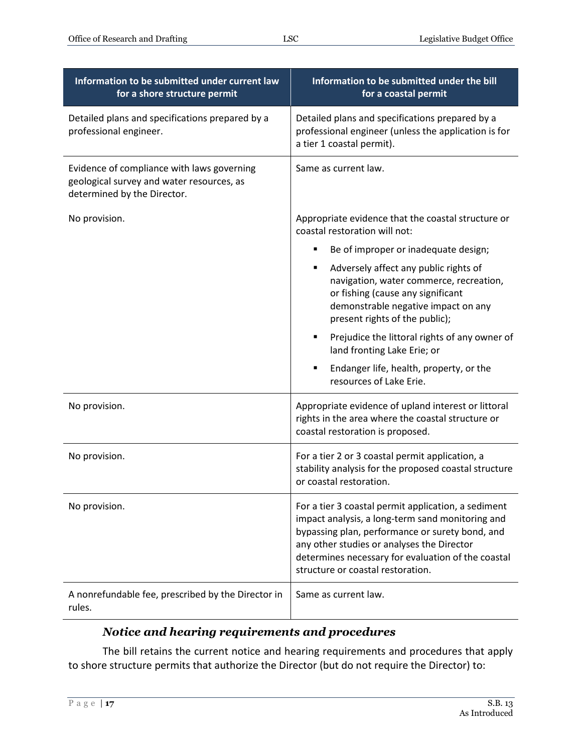| Information to be submitted under current law for a shore structure permit | Information to be submitted under the bill for a coastal permit |
|---|---|
| Detailed plans and specifications prepared by a professional engineer. | Detailed plans and specifications prepared by a professional engineer (unless the application is for a tier 1 coastal permit). |
| Evidence of compliance with laws governing geological survey and water resources, as determined by the Director. | Same as current law. |
| No provision. | Appropriate evidence that the coastal structure or coastal restoration will not:<br>▪ Be of improper or inadequate design;<br>▪ Adversely affect any public rights of navigation, water commerce, recreation, or fishing (cause any significant demonstrable negative impact on any present rights of the public);<br>▪ Prejudice the littoral rights of any owner of land fronting Lake Erie; or<br>▪ Endanger life, health, property, or the resources of Lake Erie. |
| No provision. | Appropriate evidence of upland interest or littoral rights in the area where the coastal structure or coastal restoration is proposed. |
| No provision. | For a tier 2 or 3 coastal permit application, a stability analysis for the proposed coastal structure or coastal restoration. |
| No provision. | For a tier 3 coastal permit application, a sediment impact analysis, a long-term sand monitoring and bypassing plan, performance or surety bond, and any other studies or analyses the Director determines necessary for evaluation of the coastal structure or coastal restoration. |
| A nonrefundable fee, prescribed by the Director in rules. | Same as current law. |

### *Notice and hearing requirements and procedures*

The bill retains the current notice and hearing requirements and procedures that apply to shore structure permits that authorize the Director (but do not require the Director) to: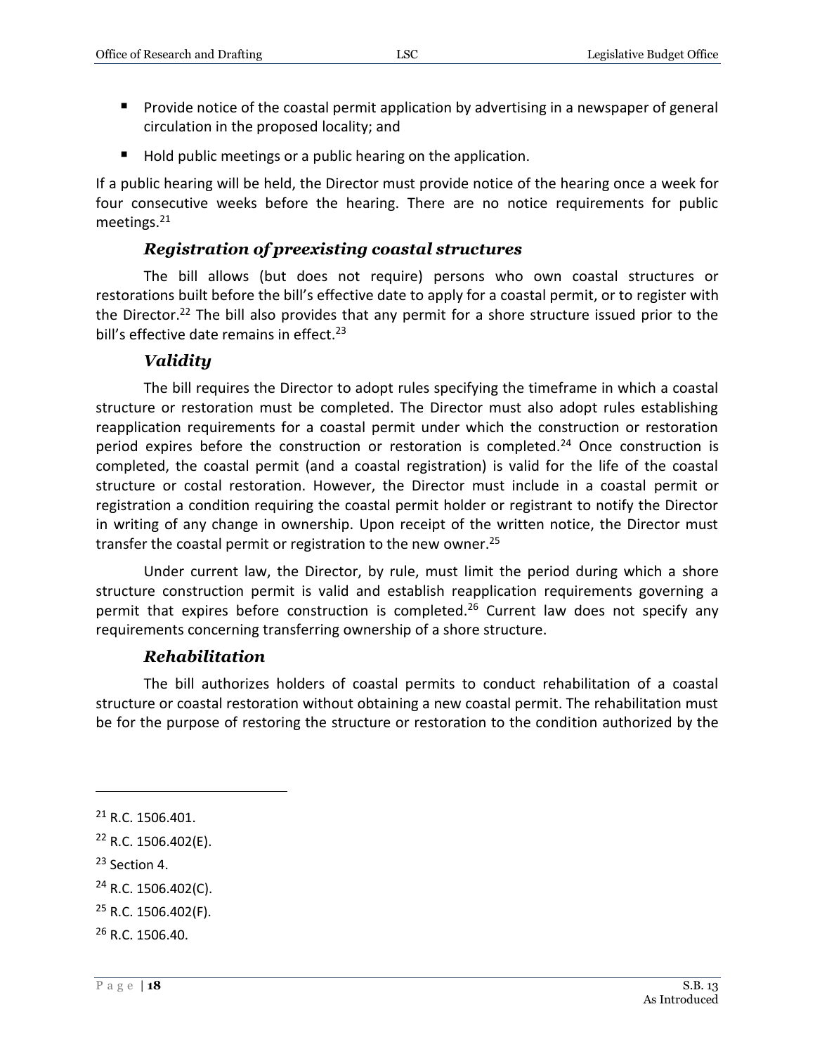- Provide notice of the coastal permit application by advertising in a newspaper of general circulation in the proposed locality; and
- Hold public meetings or a public hearing on the application.

If a public hearing will be held, the Director must provide notice of the hearing once a week for four consecutive weeks before the hearing. There are no notice requirements for public meetings.[21]

### *Registration of preexisting coastal structures*

The bill allows (but does not require) persons who own coastal structures or restorations built before the bill's effective date to apply for a coastal permit, or to register with the Director.[22] The bill also provides that any permit for a shore structure issued prior to the bill's effective date remains in effect.[23]

### *Validity*

The bill requires the Director to adopt rules specifying the timeframe in which a coastal structure or restoration must be completed. The Director must also adopt rules establishing reapplication requirements for a coastal permit under which the construction or restoration period expires before the construction or restoration is completed.[24] Once construction is completed, the coastal permit (and a coastal registration) is valid for the life of the coastal structure or costal restoration. However, the Director must include in a coastal permit or registration a condition requiring the coastal permit holder or registrant to notify the Director in writing of any change in ownership. Upon receipt of the written notice, the Director must transfer the coastal permit or registration to the new owner.[25]

Under current law, the Director, by rule, must limit the period during which a shore structure construction permit is valid and establish reapplication requirements governing a permit that expires before construction is completed.[26] Current law does not specify any requirements concerning transferring ownership of a shore structure.

### *Rehabilitation*

The bill authorizes holders of coastal permits to conduct rehabilitation of a coastal structure or coastal restoration without obtaining a new coastal permit. The rehabilitation must be for the purpose of restoring the structure or restoration to the condition authorized by the

---

[21] R.C. 1506.401.

[22] R.C. 1506.402(E).

[23] Section 4.

[24] R.C. 1506.402(C).

[25] R.C. 1506.402(F).

[26] R.C. 1506.40.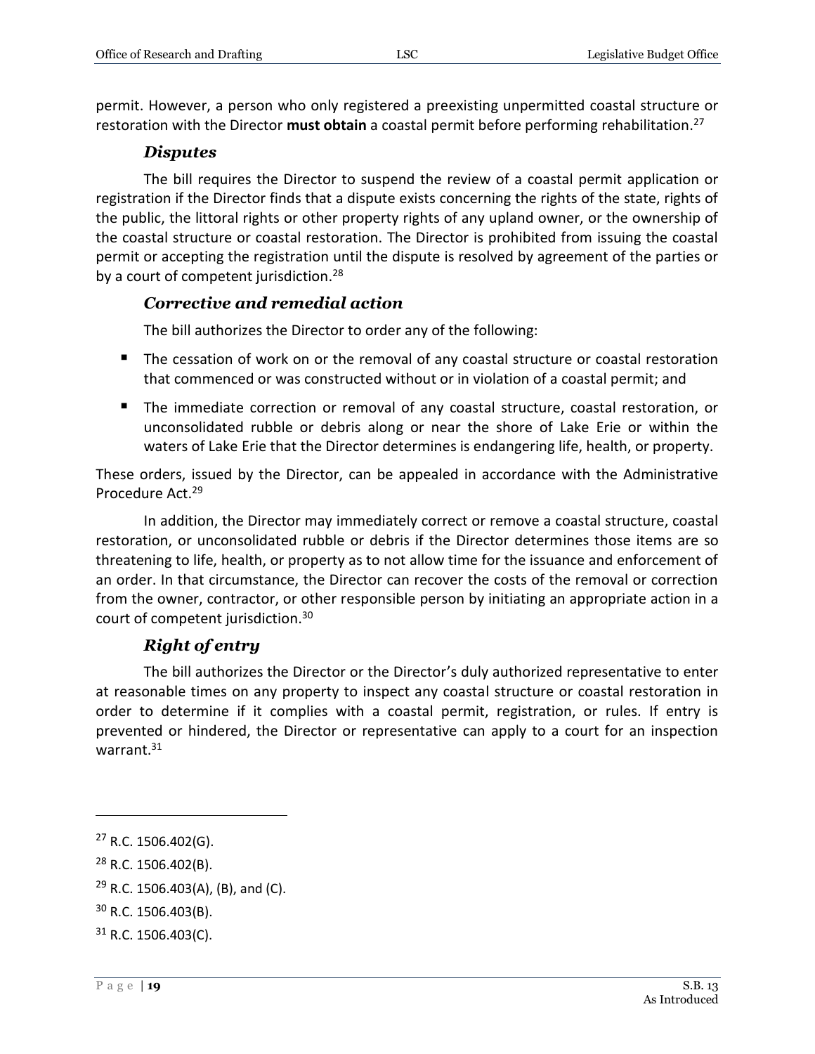permit. However, a person who only registered a preexisting unpermitted coastal structure or restoration with the Director **must obtain** a coastal permit before performing rehabilitation.[27]

### *Disputes*

The bill requires the Director to suspend the review of a coastal permit application or registration if the Director finds that a dispute exists concerning the rights of the state, rights of the public, the littoral rights or other property rights of any upland owner, or the ownership of the coastal structure or coastal restoration. The Director is prohibited from issuing the coastal permit or accepting the registration until the dispute is resolved by agreement of the parties or by a court of competent jurisdiction.[28]

### *Corrective and remedial action*

The bill authorizes the Director to order any of the following:

- The cessation of work on or the removal of any coastal structure or coastal restoration that commenced or was constructed without or in violation of a coastal permit; and
- The immediate correction or removal of any coastal structure, coastal restoration, or unconsolidated rubble or debris along or near the shore of Lake Erie or within the waters of Lake Erie that the Director determines is endangering life, health, or property.

These orders, issued by the Director, can be appealed in accordance with the Administrative Procedure Act.[29]

In addition, the Director may immediately correct or remove a coastal structure, coastal restoration, or unconsolidated rubble or debris if the Director determines those items are so threatening to life, health, or property as to not allow time for the issuance and enforcement of an order. In that circumstance, the Director can recover the costs of the removal or correction from the owner, contractor, or other responsible person by initiating an appropriate action in a court of competent jurisdiction.[30]

### *Right of entry*

The bill authorizes the Director or the Director's duly authorized representative to enter at reasonable times on any property to inspect any coastal structure or coastal restoration in order to determine if it complies with a coastal permit, registration, or rules. If entry is prevented or hindered, the Director or representative can apply to a court for an inspection warrant.[31]

---

[27] R.C. 1506.402(G).

[28] R.C. 1506.402(B).

[29] R.C. 1506.403(A), (B), and (C).

[30] R.C. 1506.403(B).

[31] R.C. 1506.403(C).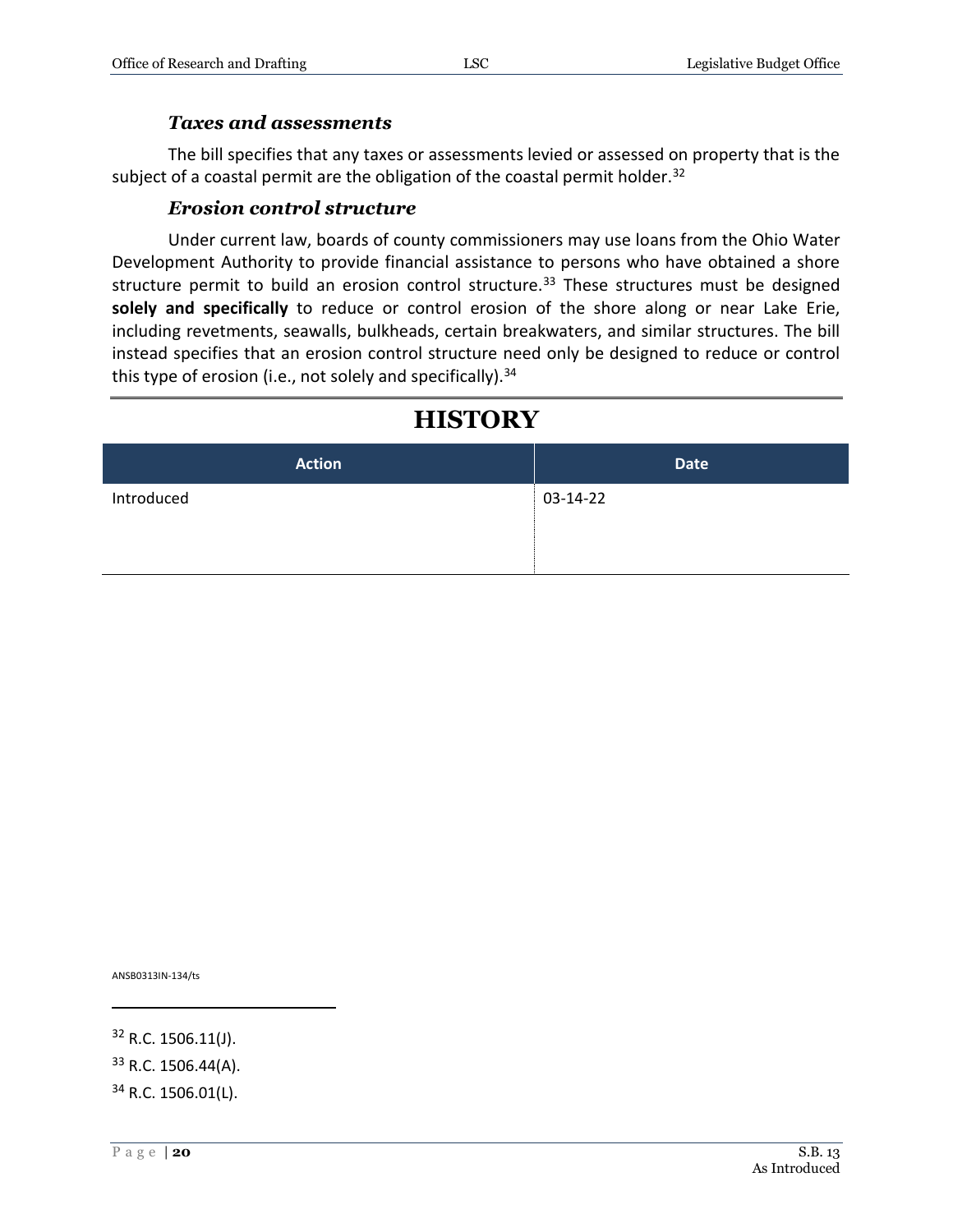### *Taxes and assessments*

The bill specifies that any taxes or assessments levied or assessed on property that is the subject of a coastal permit are the obligation of the coastal permit holder.[32]

### *Erosion control structure*

Under current law, boards of county commissioners may use loans from the Ohio Water Development Authority to provide financial assistance to persons who have obtained a shore structure permit to build an erosion control structure.[33] These structures must be designed **solely and specifically** to reduce or control erosion of the shore along or near Lake Erie, including revetments, seawalls, bulkheads, certain breakwaters, and similar structures. The bill instead specifies that an erosion control structure need only be designed to reduce or control this type of erosion (i.e., not solely and specifically).[34]

# HISTORY

| Action | Date |
|---|---|
| Introduced | 03-14-22 |

ANSB0313IN-134/ts

---

[32] R.C. 1506.11(J).

[33] R.C. 1506.44(A).

[34] R.C. 1506.01(L).